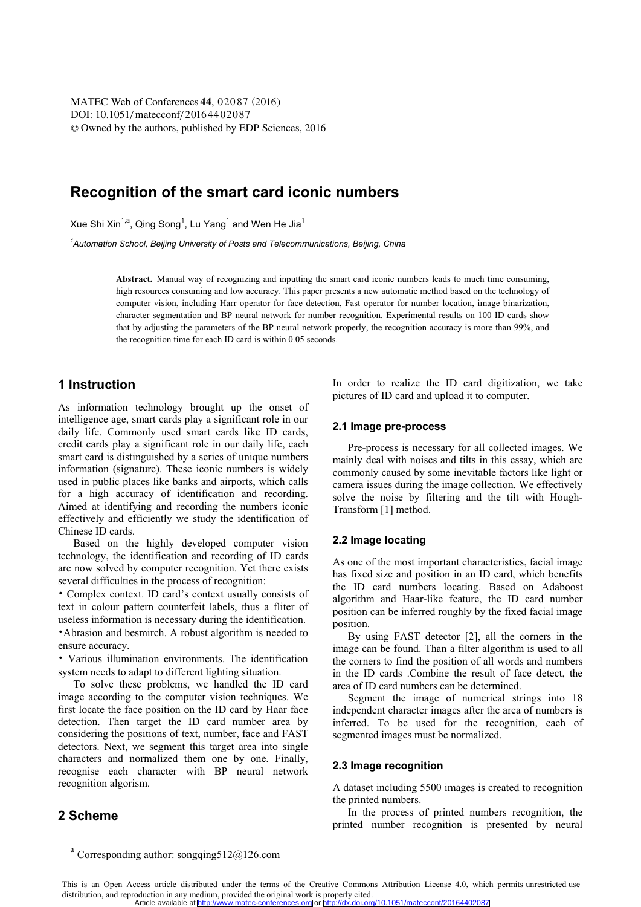# Recognition of the smart card iconic numbers

Xue Shi Xin[1,a], Qing Song[1], Lu Yang[1] and Wen He Jia[1]

[1]*Automation School, Beijing University of Posts and Telecommunications, Beijing, China*

**Abstract.** Manual way of recognizing and inputting the smart card iconic numbers leads to much time consuming, high resources consuming and low accuracy. This paper presents a new automatic method based on the technology of computer vision, including Harr operator for face detection, Fast operator for number location, image binarization, character segmentation and BP neural network for number recognition. Experimental results on 100 ID cards show that by adjusting the parameters of the BP neural network properly, the recognition accuracy is more than 99%, and the recognition time for each ID card is within 0.05 seconds.

## 1 Instruction

As information technology brought up the onset of intelligence age, smart cards play a significant role in our daily life. Commonly used smart cards like ID cards, credit cards play a significant role in our daily life, each smart card is distinguished by a series of unique numbers information (signature). These iconic numbers is widely used in public places like banks and airports, which calls for a high accuracy of identification and recording. Aimed at identifying and recording the numbers iconic effectively and efficiently we study the identification of Chinese ID cards.

Based on the highly developed computer vision technology, the identification and recording of ID cards are now solved by computer recognition. Yet there exists several difficulties in the process of recognition:

• Complex context. ID card's context usually consists of text in colour pattern counterfeit labels, thus a fliter of useless information is necessary during the identification.

•Abrasion and besmirch. A robust algorithm is needed to ensure accuracy.

• Various illumination environments. The identification system needs to adapt to different lighting situation.

To solve these problems, we handled the ID card image according to the computer vision techniques. We first locate the face position on the ID card by Haar face detection. Then target the ID card number area by considering the positions of text, number, face and FAST detectors. Next, we segment this target area into single characters and normalized them one by one. Finally, recognise each character with BP neural network recognition algorism.

## 2 Scheme

In order to realize the ID card digitization, we take pictures of ID card and upload it to computer.

### 2.1 Image pre-process

Pre-process is necessary for all collected images. We mainly deal with noises and tilts in this essay, which are commonly caused by some inevitable factors like light or camera issues during the image collection. We effectively solve the noise by filtering and the tilt with Hough-Transform [1] method.

### 2.2 Image locating

As one of the most important characteristics, facial image has fixed size and position in an ID card, which benefits the ID card numbers locating. Based on Adaboost algorithm and Haar-like feature, the ID card number position can be inferred roughly by the fixed facial image position.

By using FAST detector [2], all the corners in the image can be found. Than a filter algorithm is used to all the corners to find the position of all words and numbers in the ID cards .Combine the result of face detect, the area of ID card numbers can be determined.

Segment the image of numerical strings into 18 independent character images after the area of numbers is inferred. To be used for the recognition, each of segmented images must be normalized.

### 2.3 Image recognition

A dataset including 5500 images is created to recognition the printed numbers.

In the process of printed numbers recognition, the printed number recognition is presented by neural

[a] Corresponding author: songqing512@126.com

This is an Open Access article distributed under the terms of the Creative Commons Attribution License 4.0, which permits unrestricted use distribution, and reproduction in any medium, provided the original work is properly cited.
Article available at http://www.matec-conferences.org or http://dx.doi.org/10.1051/matecconf/20164402087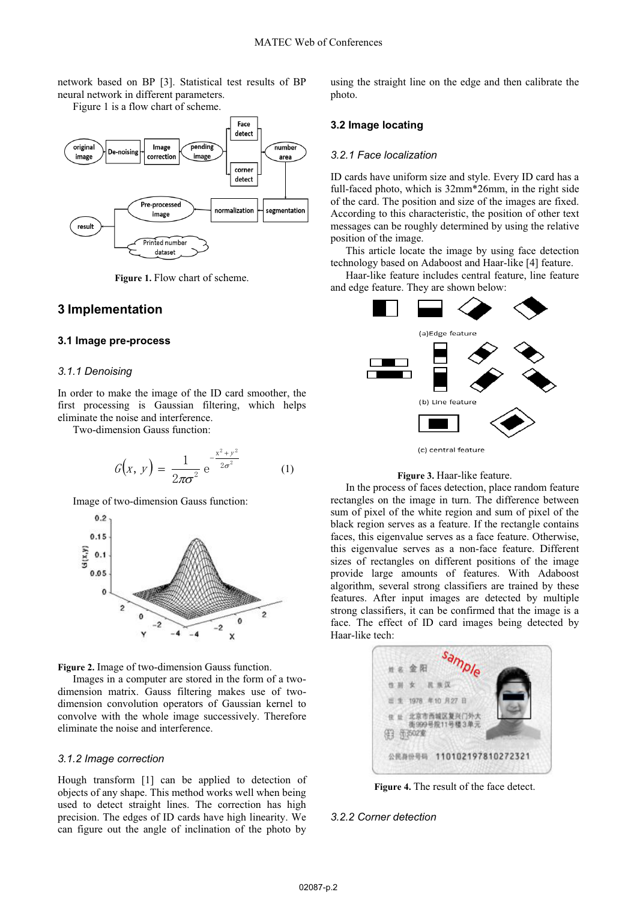network based on BP [3]. Statistical test results of BP neural network in different parameters.

Figure 1 is a flow chart of scheme.

original image
De-noising
Image correction
pending image
Face detect
corner detect
number area
segmentation
normalization
Pre-processed image
result
Printed number dataset

**Figure 1.** Flow chart of scheme.

## 3 Implementation

### 3.1 Image pre-process

#### *3.1.1 Denoising*

In order to make the image of the ID card smoother, the first processing is Gaussian filtering, which helps eliminate the noise and interference.

Two-dimension Gauss function:

$$G(x, y) = \frac{1}{2\pi\sigma^2} e^{-\frac{x^2+y^2}{2\sigma^2}} \tag{1}$$

Image of two-dimension Gauss function:

0.2
0.15
0.1
0.05
0
G(x,y)
2
0
-2
-4
Y
-4
-2
0
2
X

**Figure 2.** Image of two-dimension Gauss function.

Images in a computer are stored in the form of a two-dimension matrix. Gauss filtering makes use of two-dimension convolution operators of Gaussian kernel to convolve with the whole image successively. Therefore eliminate the noise and interference.

#### *3.1.2 Image correction*

Hough transform [1] can be applied to detection of objects of any shape. This method works well when being used to detect straight lines. The correction has high precision. The edges of ID cards have high linearity. We can figure out the angle of inclination of the photo by using the straight line on the edge and then calibrate the photo.

### 3.2 Image locating

#### *3.2.1 Face localization*

ID cards have uniform size and style. Every ID card has a full-faced photo, which is 32mm*26mm, in the right side of the card. The position and size of the images are fixed. According to this characteristic, the position of other text messages can be roughly determined by using the relative position of the image.

This article locate the image by using face detection technology based on Adaboost and Haar-like [4] feature.

Haar-like feature includes central feature, line feature and edge feature. They are shown below:

(a)Edge feature

(b) Line feature

(c) central feature

**Figure 3.** Haar-like feature.

In the process of faces detection, place random feature rectangles on the image in turn. The difference between sum of pixel of the white region and sum of pixel of the black region serves as a feature. If the rectangle contains faces, this eigenvalue serves as a face feature. Otherwise, this eigenvalue serves as a non-face feature. Different sizes of rectangles on different positions of the image provide large amounts of features. With Adaboost algorithm, several strong classifiers are trained by these features. After input images are detected by multiple strong classifiers, it can be confirmed that the image is a face. The effect of ID card images being detected by Haar-like tech:

sample
姓名 金阳
性别 女 民族 汉
出生 1978 年 10 月 27 日
住址 北京市西城区复兴门外大街999号院11号楼3单元502室
公民身份号码 110102197810272321

**Figure 4.** The result of the face detect.

#### *3.2.2 Corner detection*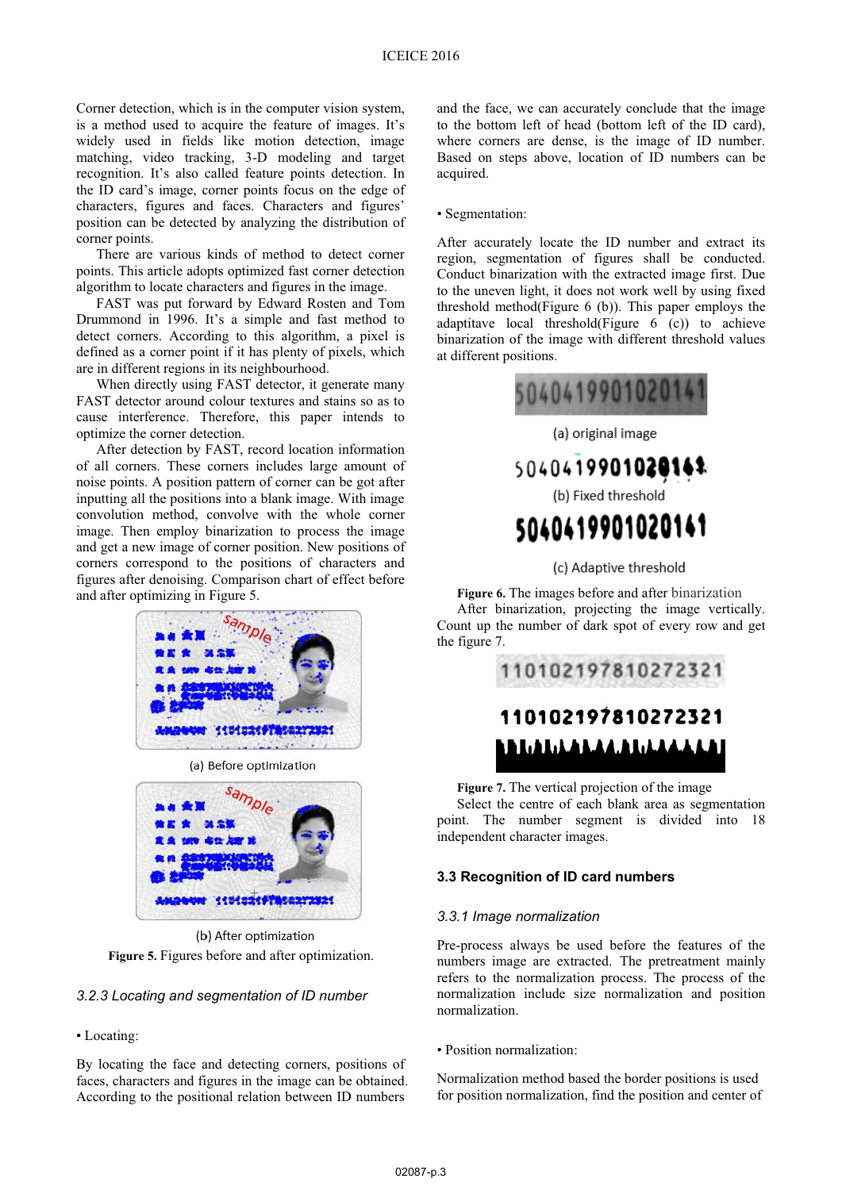Corner detection, which is in the computer vision system, is a method used to acquire the feature of images. It's widely used in fields like motion detection, image matching, video tracking, 3-D modeling and target recognition. It's also called feature points detection. In the ID card's image, corner points focus on the edge of characters, figures and faces. Characters and figures' position can be detected by analyzing the distribution of corner points.

There are various kinds of method to detect corner points. This article adopts optimized fast corner detection algorithm to locate characters and figures in the image.

FAST was put forward by Edward Rosten and Tom Drummond in 1996. It's a simple and fast method to detect corners. According to this algorithm, a pixel is defined as a corner point if it has plenty of pixels, which are in different regions in its neighbourhood.

When directly using FAST detector, it generate many FAST detector around colour textures and stains so as to cause interference. Therefore, this paper intends to optimize the corner detection.

After detection by FAST, record location information of all corners. These corners includes large amount of noise points. A position pattern of corner can be got after inputting all the positions into a blank image. With image convolution method, convolve with the whole corner image. Then employ binarization to process the image and get a new image of corner position. New positions of corners correspond to the positions of characters and figures after denoising. Comparison chart of effect before and after optimizing in Figure 5.

(a) Before optimization

(b) After optimization

**Figure 5.** Figures before and after optimization.

### *3.2.3 Locating and segmentation of ID number*

• Locating:

By locating the face and detecting corners, positions of faces, characters and figures in the image can be obtained. According to the positional relation between ID numbers and the face, we can accurately conclude that the image to the bottom left of head (bottom left of the ID card), where corners are dense, is the image of ID number. Based on steps above, location of ID numbers can be acquired.

• Segmentation:

After accurately locate the ID number and extract its region, segmentation of figures shall be conducted. Conduct binarization with the extracted image first. Due to the uneven light, it does not work well by using fixed threshold method(Figure 6 (b)). This paper employs the adaptitave local threshold(Figure 6 (c)) to achieve binarization of the image with different threshold values at different positions.

504041990102014l

(a) original image

(b) Fixed threshold

(c) Adaptive threshold

**Figure 6.** The images before and after binarization

After binarization, projecting the image vertically. Count up the number of dark spot of every row and get the figure 7.

110102197810272321

110102197810272321

**Figure 7.** The vertical projection of the image

Select the centre of each blank area as segmentation point. The number segment is divided into 18 independent character images.

### 3.3 Recognition of ID card numbers

#### *3.3.1 Image normalization*

Pre-process always be used before the features of the numbers image are extracted. The pretreatment mainly refers to the normalization process. The process of the normalization include size normalization and position normalization.

• Position normalization:

Normalization method based the border positions is used for position normalization, find the position and center of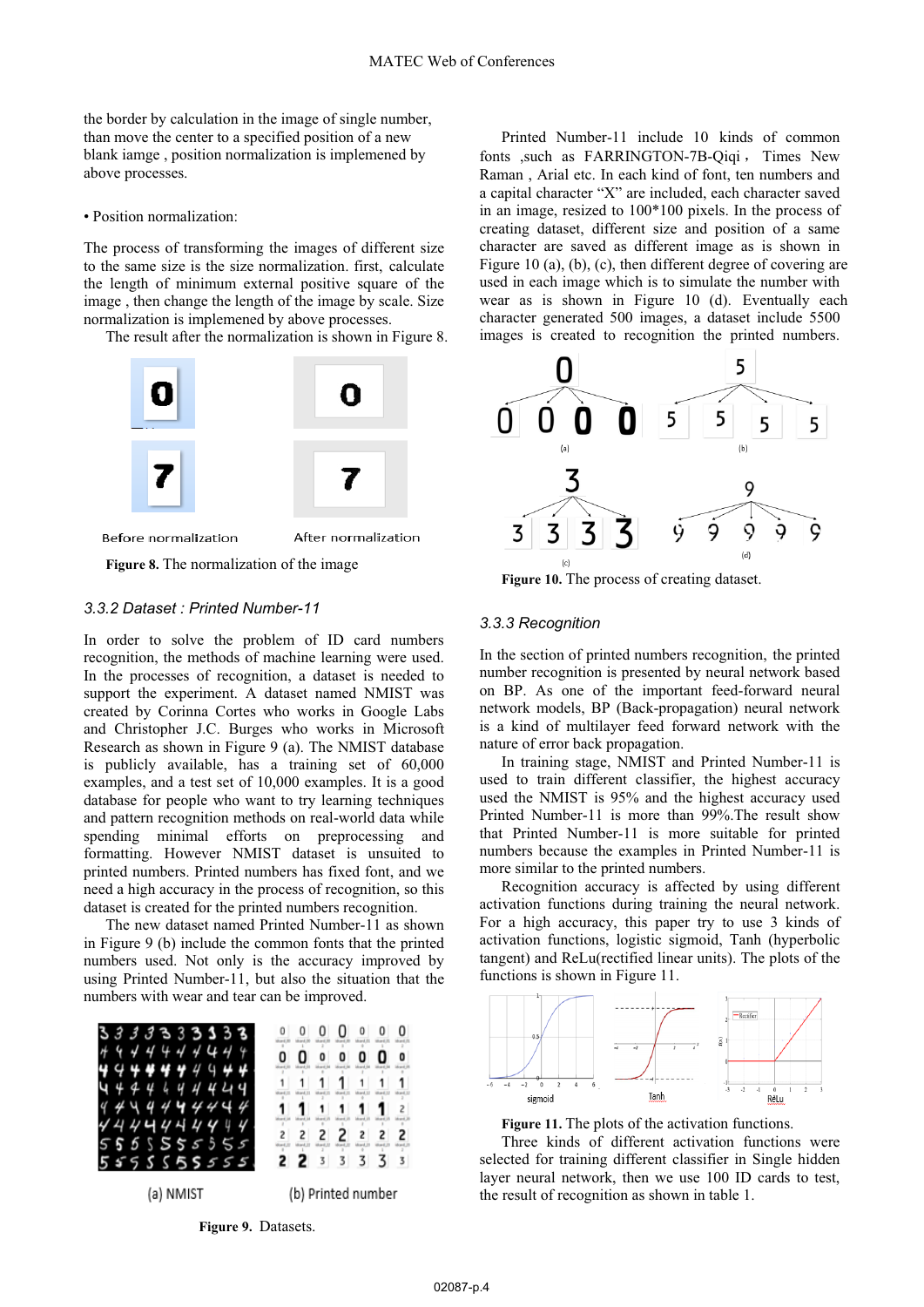the border by calculation in the image of single number, than move the center to a specified position of a new blank iamge , position normalization is implemened by above processes.

• Position normalization:

The process of transforming the images of different size to the same size is the size normalization. first, calculate the length of minimum external positive square of the image , then change the length of the image by scale. Size normalization is implemened by above processes.

The result after the normalization is shown in Figure 8.

Before normalization

After normalization

**Figure 8.** The normalization of the image

### *3.3.2 Dataset : Printed Number-11*

In order to solve the problem of ID card numbers recognition, the methods of machine learning were used. In the processes of recognition, a dataset is needed to support the experiment. A dataset named NMIST was created by Corinna Cortes who works in Google Labs and Christopher J.C. Burges who works in Microsoft Research as shown in Figure 9 (a). The NMIST database is publicly available, has a training set of 60,000 examples, and a test set of 10,000 examples. It is a good database for people who want to try learning techniques and pattern recognition methods on real-world data while spending minimal efforts on preprocessing and formatting. However NMIST dataset is unsuited to printed numbers. Printed numbers has fixed font, and we need a high accuracy in the process of recognition, so this dataset is created for the printed numbers recognition.

The new dataset named Printed Number-11 as shown in Figure 9 (b) include the common fonts that the printed numbers used. Not only is the accuracy improved by using Printed Number-11, but also the situation that the numbers with wear and tear can be improved.

(a) NMIST

(b) Printed number

**Figure 9.** Datasets.

Printed Number-11 include 10 kinds of common fonts ,such as FARRINGTON-7B-Qiqi , Times New Raman , Arial etc. In each kind of font, ten numbers and a capital character "X" are included, each character saved in an image, resized to 100*100 pixels. In the process of creating dataset, different size and position of a same character are saved as different image as is shown in Figure 10 (a), (b), (c), then different degree of covering are used in each image which is to simulate the number with wear as is shown in Figure 10 (d). Eventually each character generated 500 images, a dataset include 5500 images is created to recognition the printed numbers.

(a)

(b)

(c)

(d)

**Figure 10.** The process of creating dataset.

### *3.3.3 Recognition*

In the section of printed numbers recognition, the printed number recognition is presented by neural network based on BP. As one of the important feed-forward neural network models, BP (Back-propagation) neural network is a kind of multilayer feed forward network with the nature of error back propagation.

In training stage, NMIST and Printed Number-11 is used to train different classifier, the highest accuracy used the NMIST is 95% and the highest accuracy used Printed Number-11 is more than 99%.The result show that Printed Number-11 is more suitable for printed numbers because the examples in Printed Number-11 is more similar to the printed numbers.

Recognition accuracy is affected by using different activation functions during training the neural network. For a high accuracy, this paper try to use 3 kinds of activation functions, logistic sigmoid, Tanh (hyperbolic tangent) and ReLu(rectified linear units). The plots of the functions is shown in Figure 11.

sigmoid

Tanh

ReLu

**Figure 11.** The plots of the activation functions.

Three kinds of different activation functions were selected for training different classifier in Single hidden layer neural network, then we use 100 ID cards to test, the result of recognition as shown in table 1.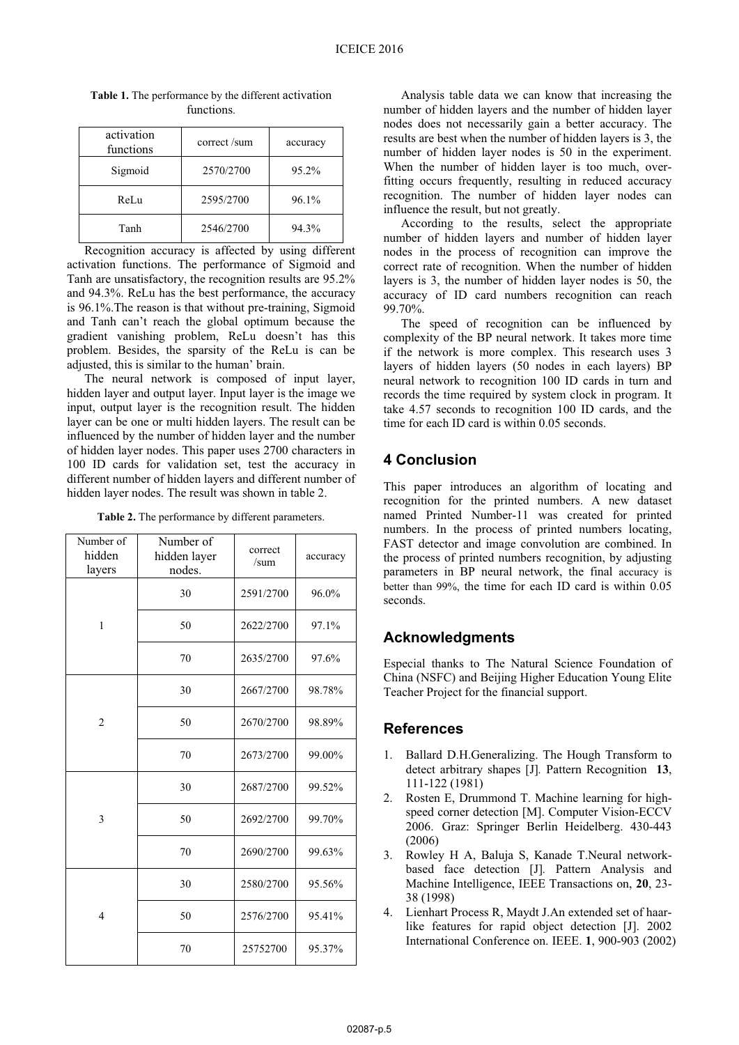**Table 1.** The performance by the different activation functions.

| activation functions | correct /sum | accuracy |
|---|---|---|
| Sigmoid | 2570/2700 | 95.2% |
| ReLu | 2595/2700 | 96.1% |
| Tanh | 2546/2700 | 94.3% |

Recognition accuracy is affected by using different activation functions. The performance of Sigmoid and Tanh are unsatisfactory, the recognition results are 95.2% and 94.3%. ReLu has the best performance, the accuracy is 96.1%.The reason is that without pre-training, Sigmoid and Tanh can't reach the global optimum because the gradient vanishing problem, ReLu doesn't has this problem. Besides, the sparsity of the ReLu is can be adjusted, this is similar to the human' brain.

The neural network is composed of input layer, hidden layer and output layer. Input layer is the image we input, output layer is the recognition result. The hidden layer can be one or multi hidden layers. The result can be influenced by the number of hidden layer and the number of hidden layer nodes. This paper uses 2700 characters in 100 ID cards for validation set, test the accuracy in different number of hidden layers and different number of hidden layer nodes. The result was shown in table 2.

**Table 2.** The performance by different parameters.

| Number of hidden layers | Number of hidden layer nodes. | correct /sum | accuracy |
|---|---|---|---|
| 1 | 30 | 2591/2700 | 96.0% |
| | 50 | 2622/2700 | 97.1% |
| | 70 | 2635/2700 | 97.6% |
| 2 | 30 | 2667/2700 | 98.78% |
| | 50 | 2670/2700 | 98.89% |
| | 70 | 2673/2700 | 99.00% |
| 3 | 30 | 2687/2700 | 99.52% |
| | 50 | 2692/2700 | 99.70% |
| | 70 | 2690/2700 | 99.63% |
| 4 | 30 | 2580/2700 | 95.56% |
| | 50 | 2576/2700 | 95.41% |
| | 70 | 25752700 | 95.37% |

Analysis table data we can know that increasing the number of hidden layers and the number of hidden layer nodes does not necessarily gain a better accuracy. The results are best when the number of hidden layers is 3, the number of hidden layer nodes is 50 in the experiment. When the number of hidden layer is too much, over-fitting occurs frequently, resulting in reduced accuracy recognition. The number of hidden layer nodes can influence the result, but not greatly.

According to the results, select the appropriate number of hidden layers and number of hidden layer nodes in the process of recognition can improve the correct rate of recognition. When the number of hidden layers is 3, the number of hidden layer nodes is 50, the accuracy of ID card numbers recognition can reach 99.70%.

The speed of recognition can be influenced by complexity of the BP neural network. It takes more time if the network is more complex. This research uses 3 layers of hidden layers (50 nodes in each layers) BP neural network to recognition 100 ID cards in turn and records the time required by system clock in program. It take 4.57 seconds to recognition 100 ID cards, and the time for each ID card is within 0.05 seconds.

## 4 Conclusion

This paper introduces an algorithm of locating and recognition for the printed numbers. A new dataset named Printed Number-11 was created for printed numbers. In the process of printed numbers locating, FAST detector and image convolution are combined. In the process of printed numbers recognition, by adjusting parameters in BP neural network, the final accuracy is better than 99%, the time for each ID card is within 0.05 seconds.

## Acknowledgments

Especial thanks to The Natural Science Foundation of China (NSFC) and Beijing Higher Education Young Elite Teacher Project for the financial support.

## References

1. Ballard D.H.Generalizing. The Hough Transform to detect arbitrary shapes [J]. Pattern Recognition **13**, 111-122 (1981)
2. Rosten E, Drummond T. Machine learning for high-speed corner detection [M]. Computer Vision-ECCV 2006. Graz: Springer Berlin Heidelberg. 430-443 (2006)
3. Rowley H A, Baluja S, Kanade T.Neural network-based face detection [J]. Pattern Analysis and Machine Intelligence, IEEE Transactions on, **20**, 23-38 (1998)
4. Lienhart Process R, Maydt J.An extended set of haar-like features for rapid object detection [J]. 2002 International Conference on. IEEE. **1**, 900-903 (2002)